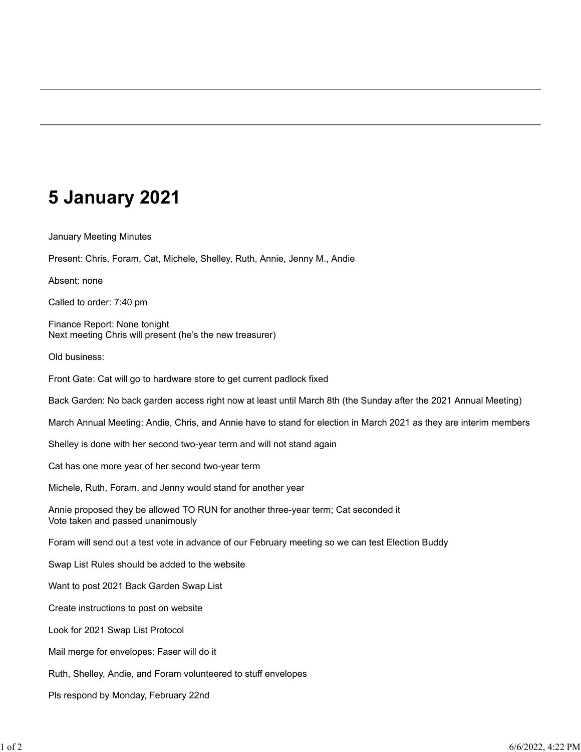# 5 January 2021

January Meeting Minutes

Present: Chris, Foram, Cat, Michele, Shelley, Ruth, Annie, Jenny M., Andie

Absent: none

Called to order: 7:40 pm

Finance Report: None tonight
Next meeting Chris will present (he's the new treasurer)

Old business:

Front Gate: Cat will go to hardware store to get current padlock fixed

Back Garden: No back garden access right now at least until March 8th (the Sunday after the 2021 Annual Meeting)

March Annual Meeting: Andie, Chris, and Annie have to stand for election in March 2021 as they are interim members

Shelley is done with her second two-year term and will not stand again

Cat has one more year of her second two-year term

Michele, Ruth, Foram, and Jenny would stand for another year

Annie proposed they be allowed TO RUN for another three-year term; Cat seconded it
Vote taken and passed unanimously

Foram will send out a test vote in advance of our February meeting so we can test Election Buddy

Swap List Rules should be added to the website

Want to post 2021 Back Garden Swap List

Create instructions to post on website

Look for 2021 Swap List Protocol

Mail merge for envelopes: Faser will do it

Ruth, Shelley, Andie, and Foram volunteered to stuff envelopes

Pls respond by Monday, February 22nd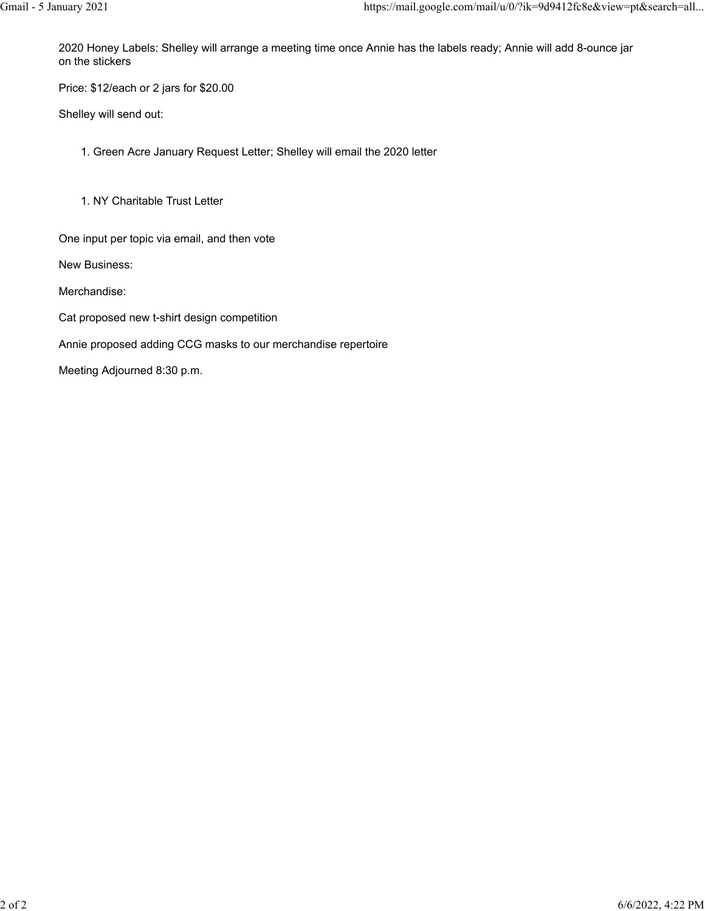2020 Honey Labels: Shelley will arrange a meeting time once Annie has the labels ready; Annie will add 8-ounce jar on the stickers

Price: $12/each or 2 jars for $20.00

Shelley will send out:

1. Green Acre January Request Letter; Shelley will email the 2020 letter

1. NY Charitable Trust Letter

One input per topic via email, and then vote

New Business:

Merchandise:

Cat proposed new t-shirt design competition

Annie proposed adding CCG masks to our merchandise repertoire

Meeting Adjourned 8:30 p.m.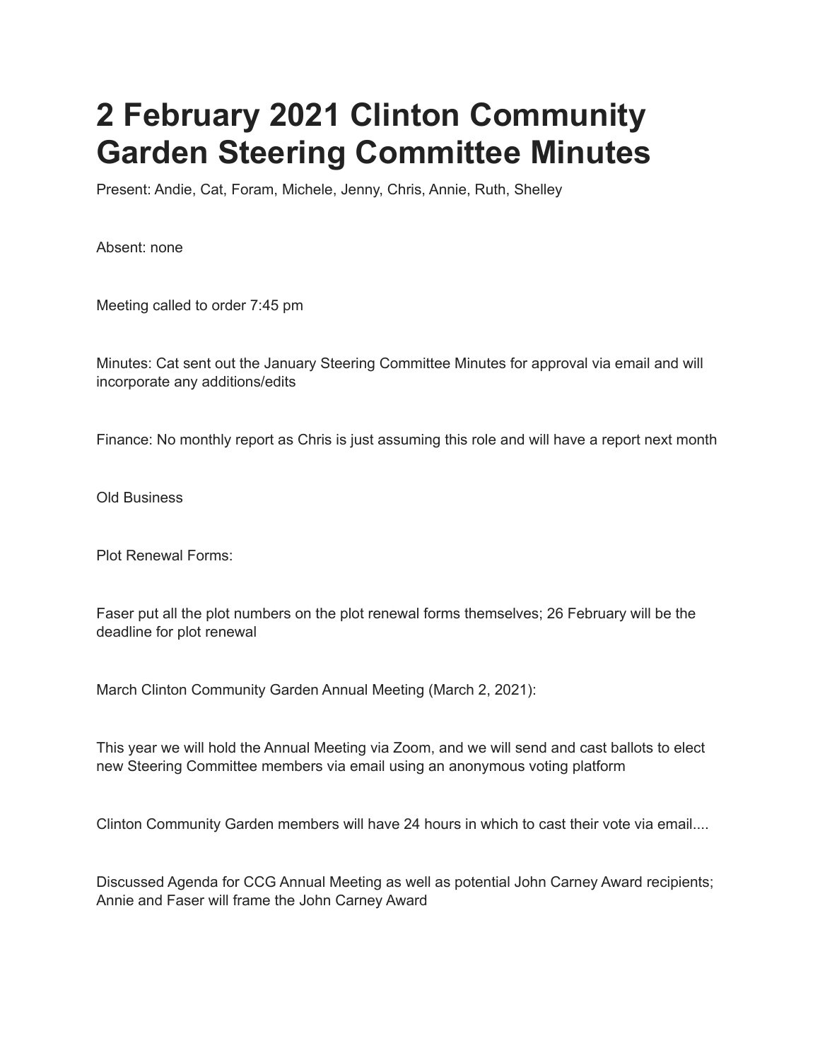# 2 February 2021 Clinton Community Garden Steering Committee Minutes

Present: Andie, Cat, Foram, Michele, Jenny, Chris, Annie, Ruth, Shelley

Absent: none

Meeting called to order 7:45 pm

Minutes: Cat sent out the January Steering Committee Minutes for approval via email and will incorporate any additions/edits

Finance: No monthly report as Chris is just assuming this role and will have a report next month

Old Business

Plot Renewal Forms:

Faser put all the plot numbers on the plot renewal forms themselves; 26 February will be the deadline for plot renewal

March Clinton Community Garden Annual Meeting (March 2, 2021):

This year we will hold the Annual Meeting via Zoom, and we will send and cast ballots to elect new Steering Committee members via email using an anonymous voting platform

Clinton Community Garden members will have 24 hours in which to cast their vote via email....

Discussed Agenda for CCG Annual Meeting as well as potential John Carney Award recipients; Annie and Faser will frame the John Carney Award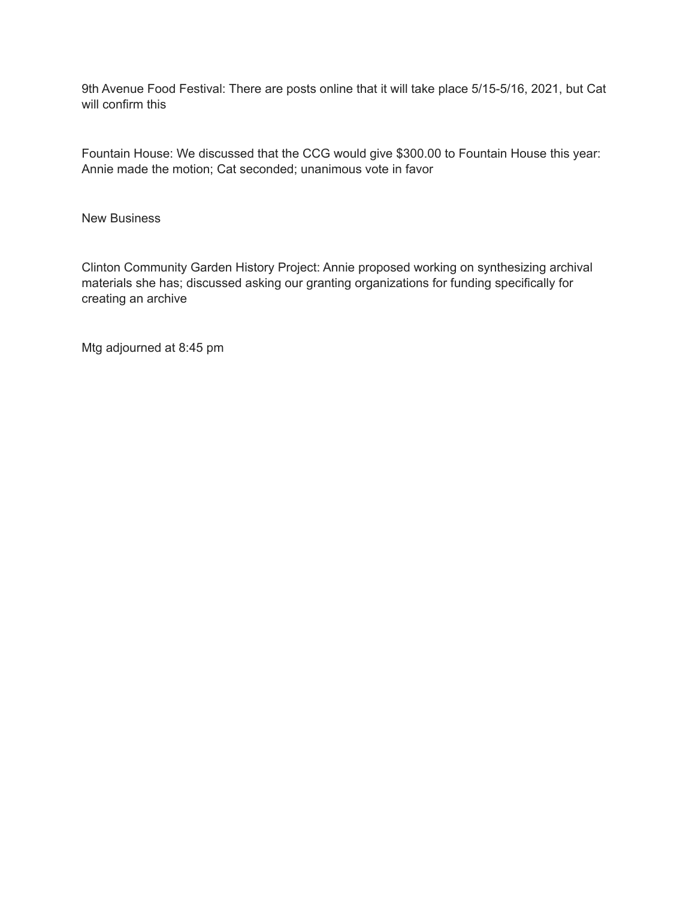9th Avenue Food Festival: There are posts online that it will take place 5/15-5/16, 2021, but Cat will confirm this

Fountain House: We discussed that the CCG would give $300.00 to Fountain House this year: Annie made the motion; Cat seconded; unanimous vote in favor

New Business

Clinton Community Garden History Project: Annie proposed working on synthesizing archival materials she has; discussed asking our granting organizations for funding specifically for creating an archive

Mtg adjourned at 8:45 pm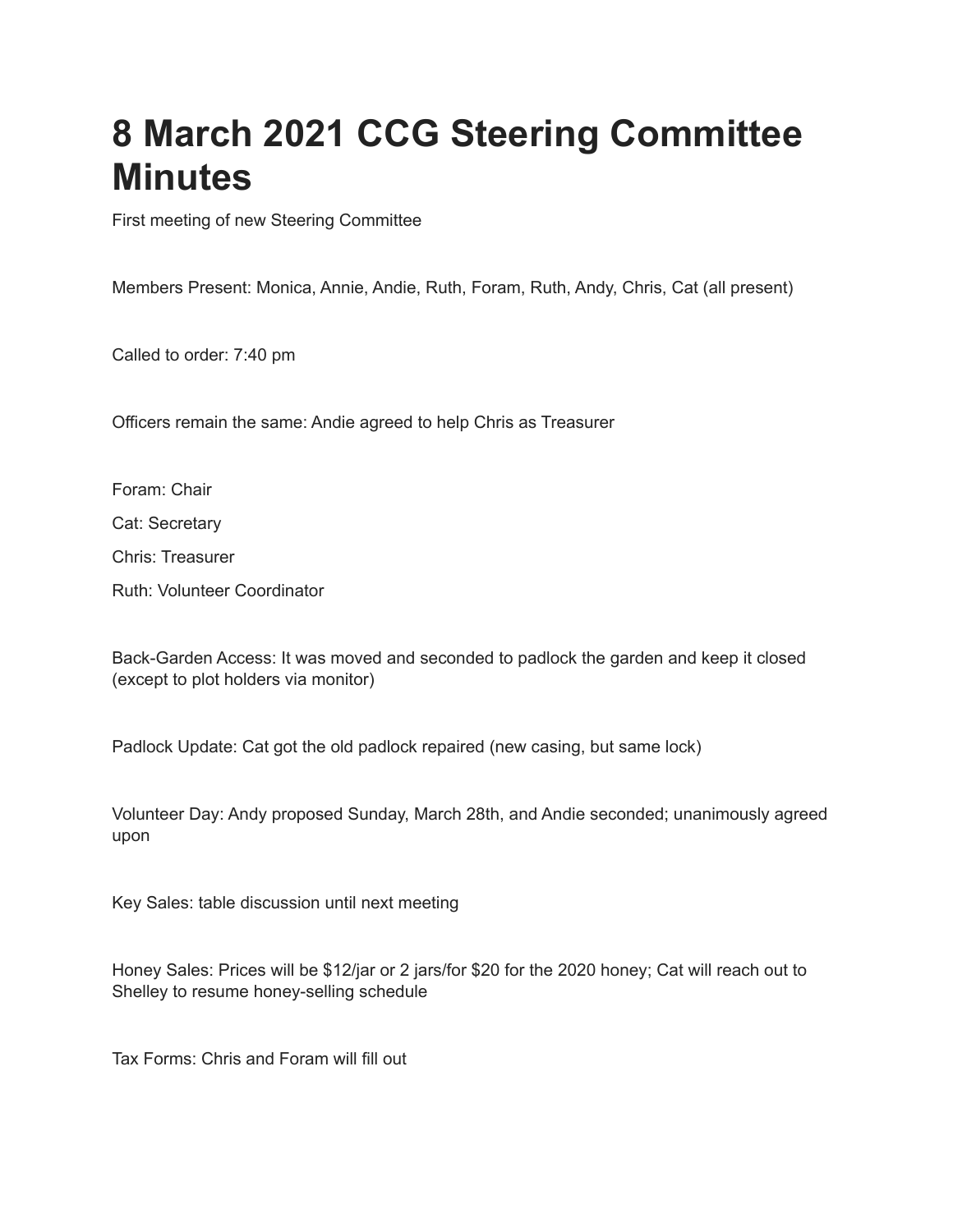# 8 March 2021 CCG Steering Committee Minutes

First meeting of new Steering Committee

Members Present: Monica, Annie, Andie, Ruth, Foram, Ruth, Andy, Chris, Cat (all present)

Called to order: 7:40 pm

Officers remain the same: Andie agreed to help Chris as Treasurer

Foram: Chair

Cat: Secretary

Chris: Treasurer

Ruth: Volunteer Coordinator

Back-Garden Access: It was moved and seconded to padlock the garden and keep it closed (except to plot holders via monitor)

Padlock Update: Cat got the old padlock repaired (new casing, but same lock)

Volunteer Day: Andy proposed Sunday, March 28th, and Andie seconded; unanimously agreed upon

Key Sales: table discussion until next meeting

Honey Sales: Prices will be $12/jar or 2 jars/for $20 for the 2020 honey; Cat will reach out to Shelley to resume honey-selling schedule

Tax Forms: Chris and Foram will fill out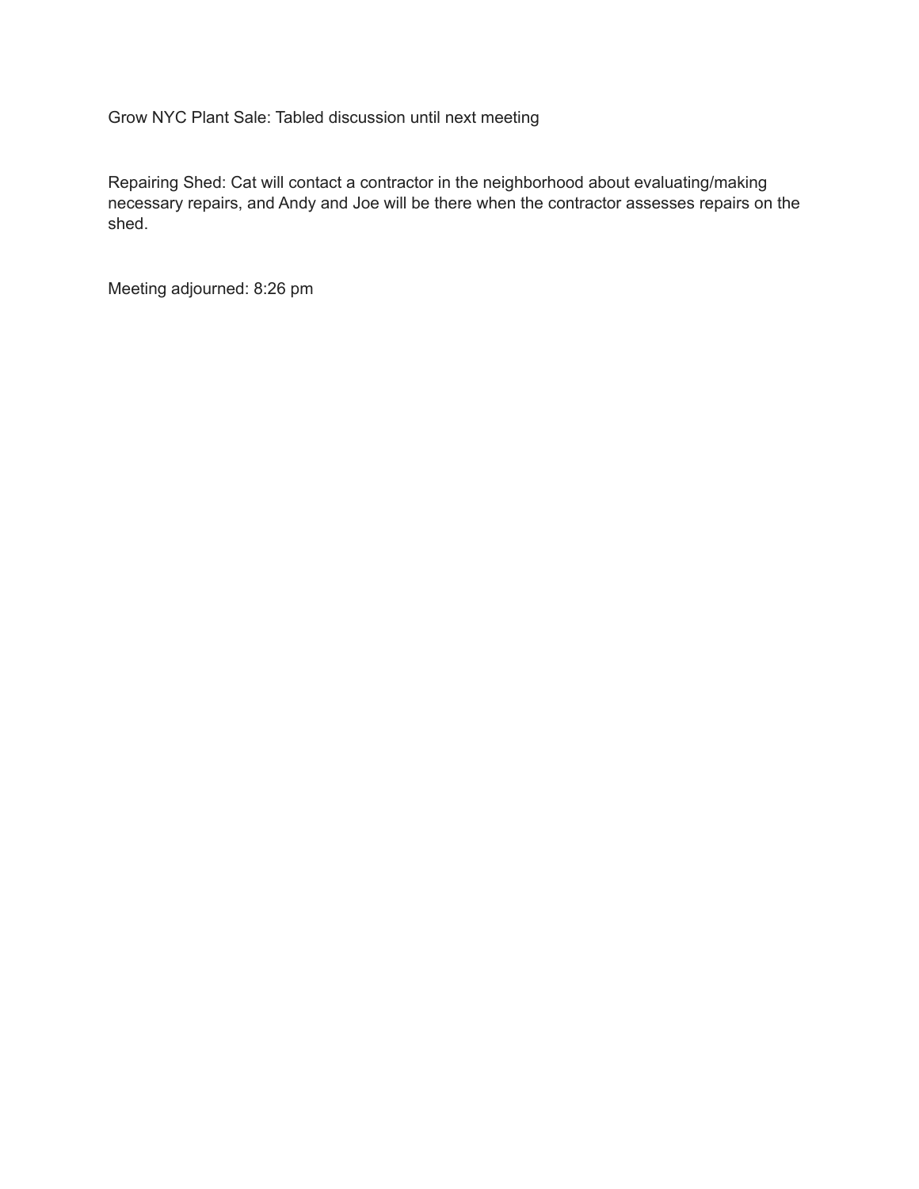Grow NYC Plant Sale: Tabled discussion until next meeting

Repairing Shed: Cat will contact a contractor in the neighborhood about evaluating/making necessary repairs, and Andy and Joe will be there when the contractor assesses repairs on the shed.

Meeting adjourned: 8:26 pm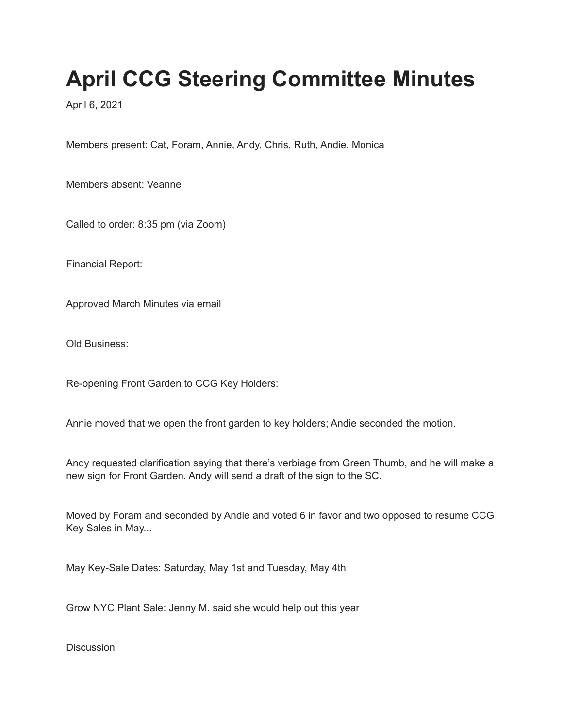# April CCG Steering Committee Minutes

April 6, 2021

Members present: Cat, Foram, Annie, Andy, Chris, Ruth, Andie, Monica

Members absent: Veanne

Called to order: 8:35 pm (via Zoom)

Financial Report:

Approved March Minutes via email

Old Business:

Re-opening Front Garden to CCG Key Holders:

Annie moved that we open the front garden to key holders; Andie seconded the motion.

Andy requested clarification saying that there's verbiage from Green Thumb, and he will make a new sign for Front Garden. Andy will send a draft of the sign to the SC.

Moved by Foram and seconded by Andie and voted 6 in favor and two opposed to resume CCG Key Sales in May...

May Key-Sale Dates: Saturday, May 1st and Tuesday, May 4th

Grow NYC Plant Sale: Jenny M. said she would help out this year

Discussion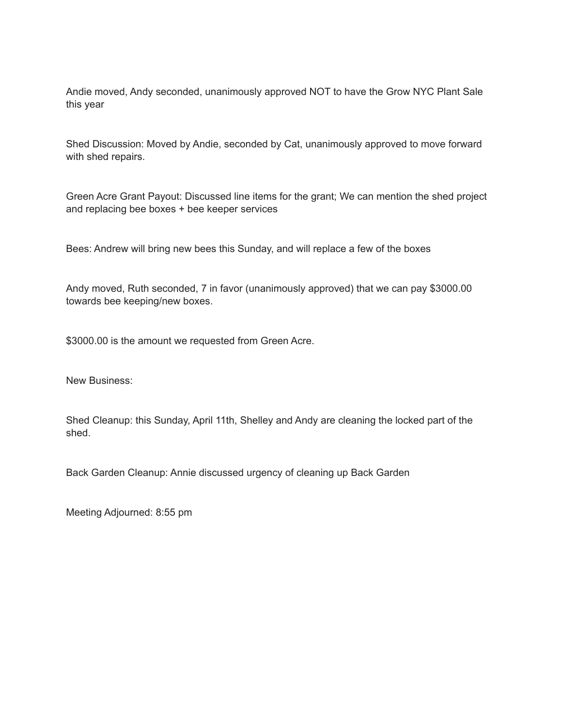Andie moved, Andy seconded, unanimously approved NOT to have the Grow NYC Plant Sale this year

Shed Discussion: Moved by Andie, seconded by Cat, unanimously approved to move forward with shed repairs.

Green Acre Grant Payout: Discussed line items for the grant; We can mention the shed project and replacing bee boxes + bee keeper services

Bees: Andrew will bring new bees this Sunday, and will replace a few of the boxes

Andy moved, Ruth seconded, 7 in favor (unanimously approved) that we can pay $3000.00 towards bee keeping/new boxes.

$3000.00 is the amount we requested from Green Acre.

New Business:

Shed Cleanup: this Sunday, April 11th, Shelley and Andy are cleaning the locked part of the shed.

Back Garden Cleanup: Annie discussed urgency of cleaning up Back Garden

Meeting Adjourned: 8:55 pm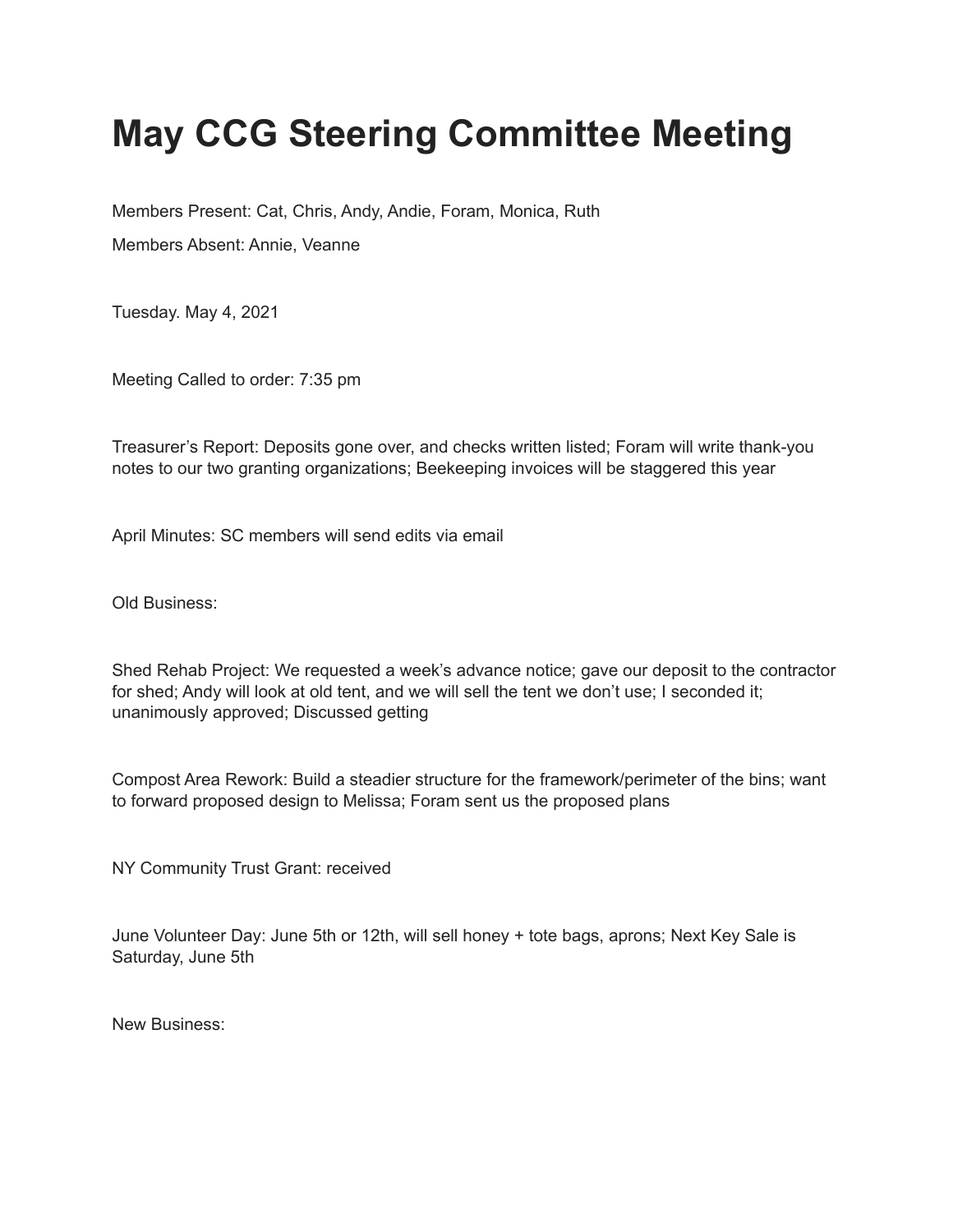# May CCG Steering Committee Meeting

Members Present: Cat, Chris, Andy, Andie, Foram, Monica, Ruth

Members Absent: Annie, Veanne

Tuesday. May 4, 2021

Meeting Called to order: 7:35 pm

Treasurer's Report: Deposits gone over, and checks written listed; Foram will write thank-you notes to our two granting organizations; Beekeeping invoices will be staggered this year

April Minutes: SC members will send edits via email

Old Business:

Shed Rehab Project: We requested a week's advance notice; gave our deposit to the contractor for shed; Andy will look at old tent, and we will sell the tent we don't use; I seconded it; unanimously approved; Discussed getting

Compost Area Rework: Build a steadier structure for the framework/perimeter of the bins; want to forward proposed design to Melissa; Foram sent us the proposed plans

NY Community Trust Grant: received

June Volunteer Day: June 5th or 12th, will sell honey + tote bags, aprons; Next Key Sale is Saturday, June 5th

New Business: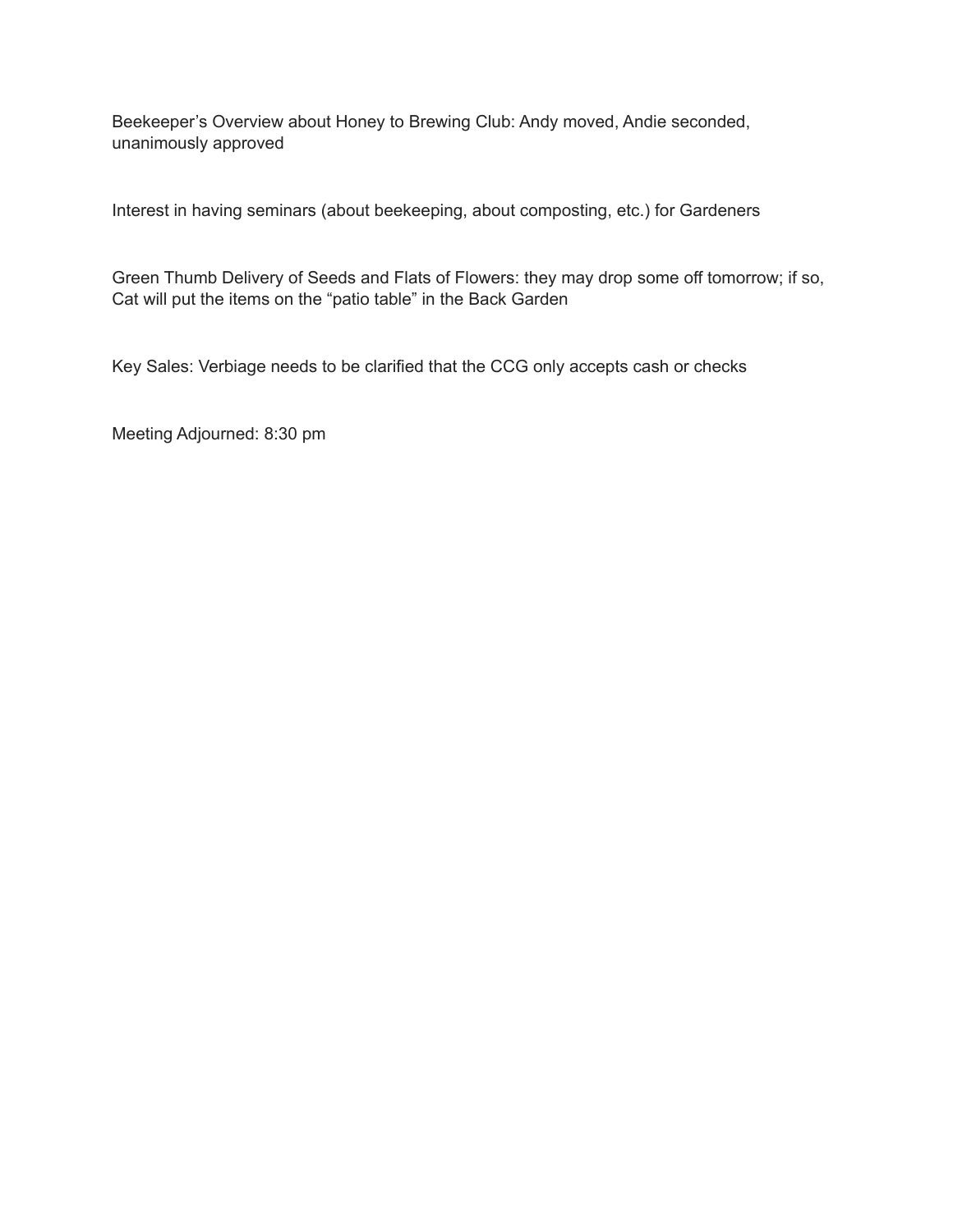Beekeeper's Overview about Honey to Brewing Club: Andy moved, Andie seconded, unanimously approved

Interest in having seminars (about beekeeping, about composting, etc.) for Gardeners

Green Thumb Delivery of Seeds and Flats of Flowers: they may drop some off tomorrow; if so, Cat will put the items on the "patio table" in the Back Garden

Key Sales: Verbiage needs to be clarified that the CCG only accepts cash or checks

Meeting Adjourned: 8:30 pm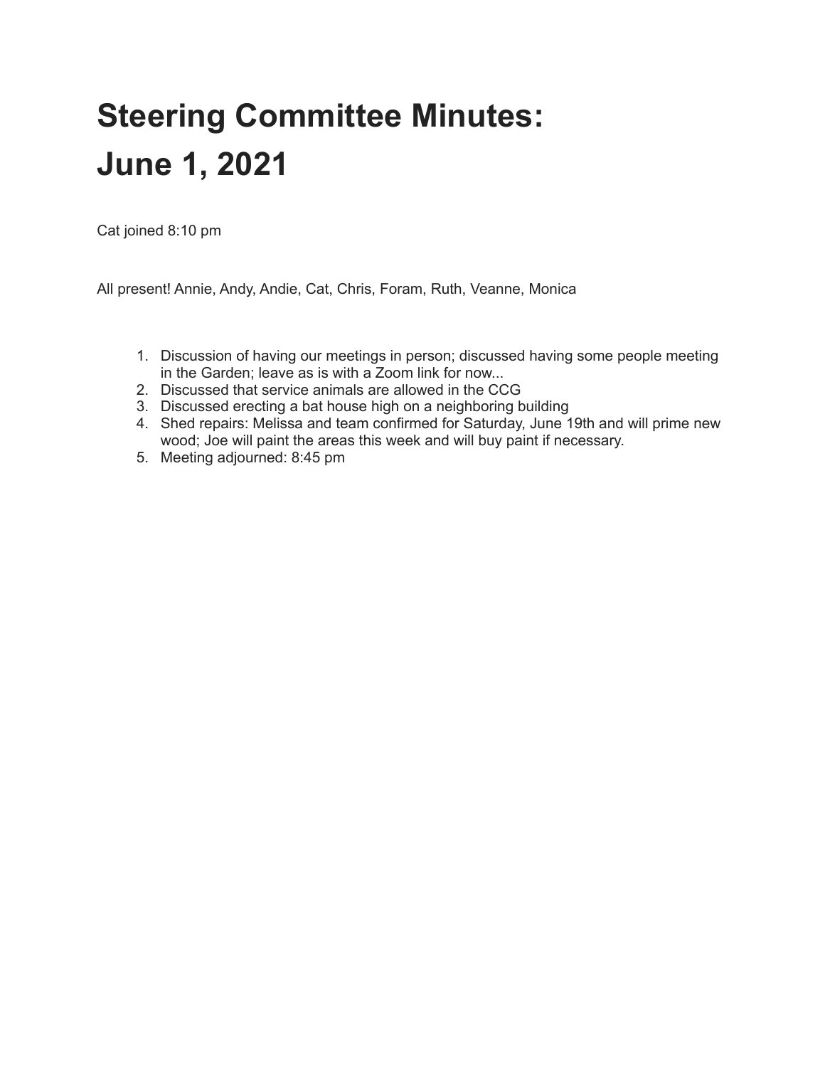# Steering Committee Minutes: June 1, 2021

Cat joined 8:10 pm

All present! Annie, Andy, Andie, Cat, Chris, Foram, Ruth, Veanne, Monica

1. Discussion of having our meetings in person; discussed having some people meeting in the Garden; leave as is with a Zoom link for now...
2. Discussed that service animals are allowed in the CCG
3. Discussed erecting a bat house high on a neighboring building
4. Shed repairs: Melissa and team confirmed for Saturday, June 19th and will prime new wood; Joe will paint the areas this week and will buy paint if necessary.
5. Meeting adjourned: 8:45 pm